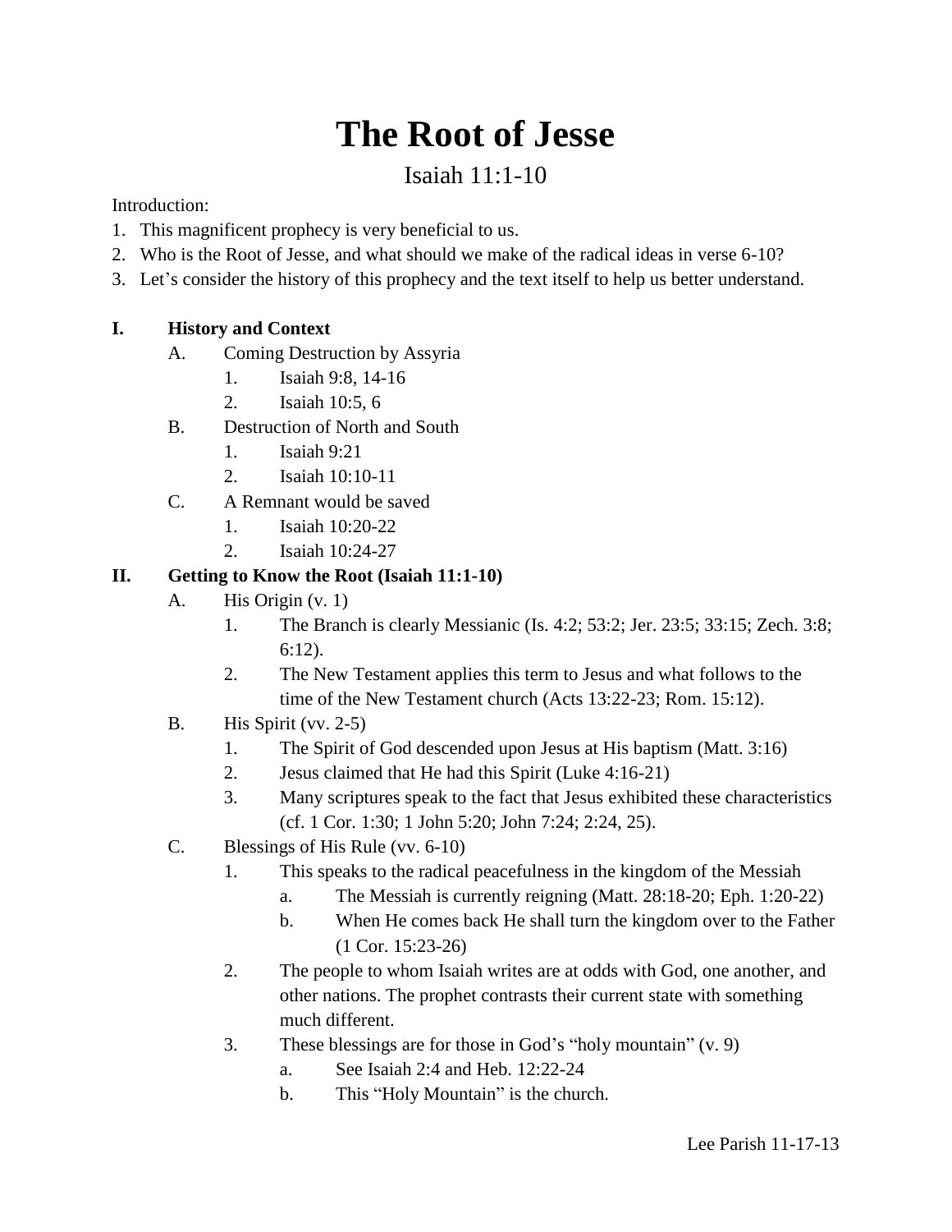# The Root of Jesse

## Isaiah 11:1-10

Introduction:

1. This magnificent prophecy is very beneficial to us.
2. Who is the Root of Jesse, and what should we make of the radical ideas in verse 6-10?
3. Let's consider the history of this prophecy and the text itself to help us better understand.

**I. History and Context**

- A. Coming Destruction by Assyria
  1. Isaiah 9:8, 14-16
  2. Isaiah 10:5, 6
- B. Destruction of North and South
  1. Isaiah 9:21
  2. Isaiah 10:10-11
- C. A Remnant would be saved
  1. Isaiah 10:20-22
  2. Isaiah 10:24-27

**II. Getting to Know the Root (Isaiah 11:1-10)**

- A. His Origin (v. 1)
  1. The Branch is clearly Messianic (Is. 4:2; 53:2; Jer. 23:5; 33:15; Zech. 3:8; 6:12).
  2. The New Testament applies this term to Jesus and what follows to the time of the New Testament church (Acts 13:22-23; Rom. 15:12).
- B. His Spirit (vv. 2-5)
  1. The Spirit of God descended upon Jesus at His baptism (Matt. 3:16)
  2. Jesus claimed that He had this Spirit (Luke 4:16-21)
  3. Many scriptures speak to the fact that Jesus exhibited these characteristics (cf. 1 Cor. 1:30; 1 John 5:20; John 7:24; 2:24, 25).
- C. Blessings of His Rule (vv. 6-10)
  1. This speaks to the radical peacefulness in the kingdom of the Messiah
     - a. The Messiah is currently reigning (Matt. 28:18-20; Eph. 1:20-22)
     - b. When He comes back He shall turn the kingdom over to the Father (1 Cor. 15:23-26)
  2. The people to whom Isaiah writes are at odds with God, one another, and other nations. The prophet contrasts their current state with something much different.
  3. These blessings are for those in God's "holy mountain" (v. 9)
     - a. See Isaiah 2:4 and Heb. 12:22-24
     - b. This "Holy Mountain" is the church.

Lee Parish 11-17-13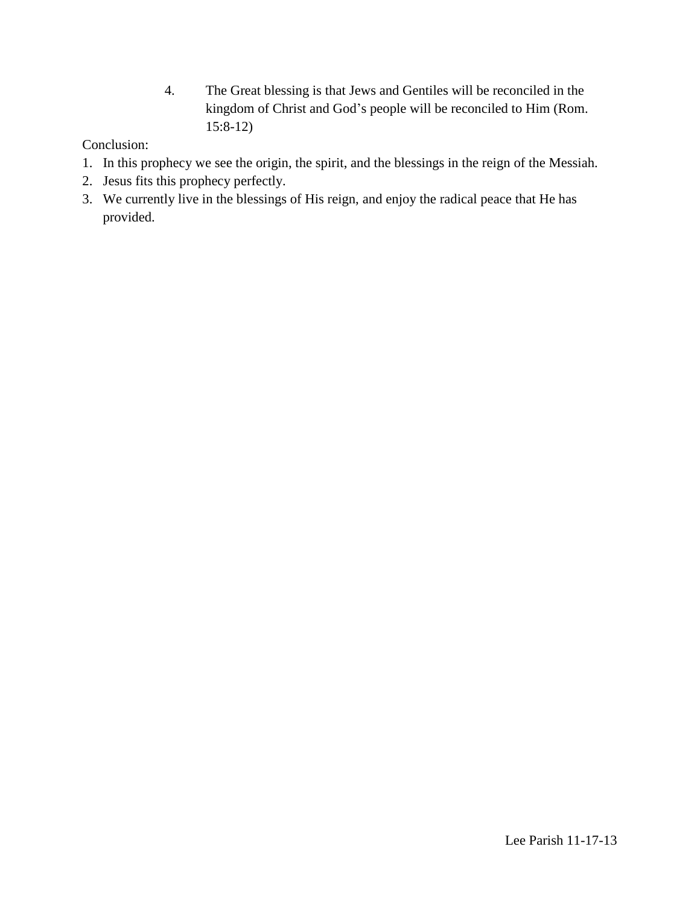4. The Great blessing is that Jews and Gentiles will be reconciled in the kingdom of Christ and God's people will be reconciled to Him (Rom. 15:8-12)

Conclusion:

1. In this prophecy we see the origin, the spirit, and the blessings in the reign of the Messiah.
2. Jesus fits this prophecy perfectly.
3. We currently live in the blessings of His reign, and enjoy the radical peace that He has provided.

Lee Parish 11-17-13